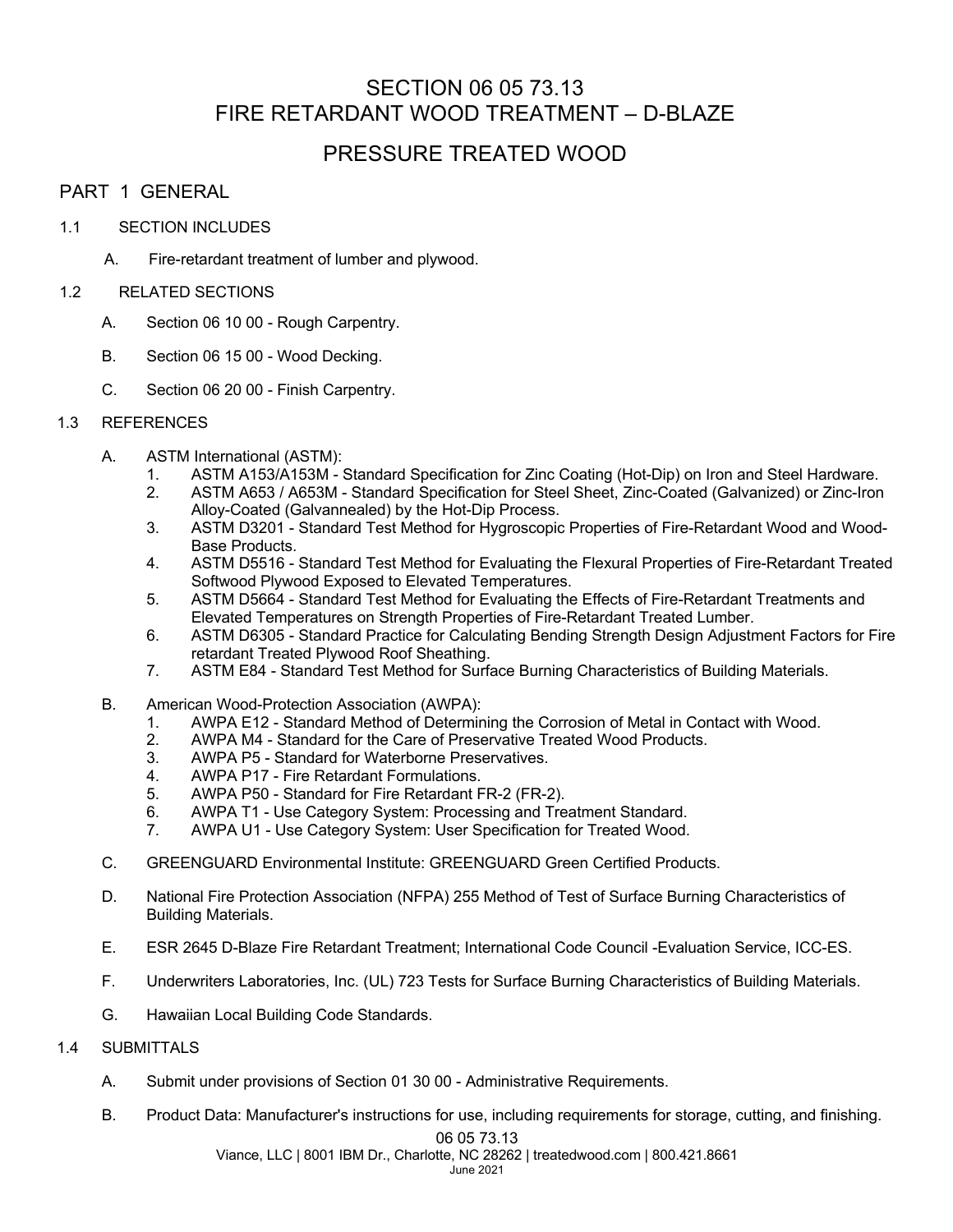# SECTION 06 05 73.13
# FIRE RETARDANT WOOD TREATMENT – D-BLAZE

# PRESSURE TREATED WOOD

## PART 1 GENERAL

### 1.1 SECTION INCLUDES

A. Fire-retardant treatment of lumber and plywood.

### 1.2 RELATED SECTIONS

A. Section 06 10 00 - Rough Carpentry.

B. Section 06 15 00 - Wood Decking.

C. Section 06 20 00 - Finish Carpentry.

### 1.3 REFERENCES

A. ASTM International (ASTM):
1. ASTM A153/A153M - Standard Specification for Zinc Coating (Hot-Dip) on Iron and Steel Hardware.
2. ASTM A653 / A653M - Standard Specification for Steel Sheet, Zinc-Coated (Galvanized) or Zinc-Iron Alloy-Coated (Galvannealed) by the Hot-Dip Process.
3. ASTM D3201 - Standard Test Method for Hygroscopic Properties of Fire-Retardant Wood and Wood-Base Products.
4. ASTM D5516 - Standard Test Method for Evaluating the Flexural Properties of Fire-Retardant Treated Softwood Plywood Exposed to Elevated Temperatures.
5. ASTM D5664 - Standard Test Method for Evaluating the Effects of Fire-Retardant Treatments and Elevated Temperatures on Strength Properties of Fire-Retardant Treated Lumber.
6. ASTM D6305 - Standard Practice for Calculating Bending Strength Design Adjustment Factors for Fire retardant Treated Plywood Roof Sheathing.
7. ASTM E84 - Standard Test Method for Surface Burning Characteristics of Building Materials.

B. American Wood-Protection Association (AWPA):
1. AWPA E12 - Standard Method of Determining the Corrosion of Metal in Contact with Wood.
2. AWPA M4 - Standard for the Care of Preservative Treated Wood Products.
3. AWPA P5 - Standard for Waterborne Preservatives.
4. AWPA P17 - Fire Retardant Formulations.
5. AWPA P50 - Standard for Fire Retardant FR-2 (FR-2).
6. AWPA T1 - Use Category System: Processing and Treatment Standard.
7. AWPA U1 - Use Category System: User Specification for Treated Wood.

C. GREENGUARD Environmental Institute: GREENGUARD Green Certified Products.

D. National Fire Protection Association (NFPA) 255 Method of Test of Surface Burning Characteristics of Building Materials.

E. ESR 2645 D-Blaze Fire Retardant Treatment; International Code Council -Evaluation Service, ICC-ES.

F. Underwriters Laboratories, Inc. (UL) 723 Tests for Surface Burning Characteristics of Building Materials.

G. Hawaiian Local Building Code Standards.

### 1.4 SUBMITTALS

A. Submit under provisions of Section 01 30 00 - Administrative Requirements.

B. Product Data: Manufacturer's instructions for use, including requirements for storage, cutting, and finishing.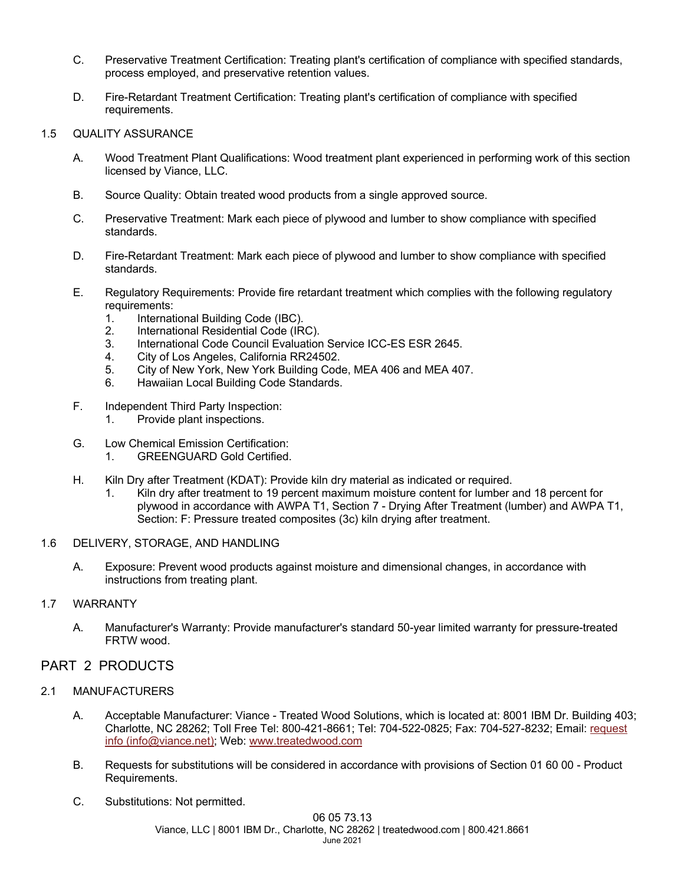C. Preservative Treatment Certification: Treating plant's certification of compliance with specified standards, process employed, and preservative retention values.

D. Fire-Retardant Treatment Certification: Treating plant's certification of compliance with specified requirements.

1.5 QUALITY ASSURANCE

A. Wood Treatment Plant Qualifications: Wood treatment plant experienced in performing work of this section licensed by Viance, LLC.

B. Source Quality: Obtain treated wood products from a single approved source.

C. Preservative Treatment: Mark each piece of plywood and lumber to show compliance with specified standards.

D. Fire-Retardant Treatment: Mark each piece of plywood and lumber to show compliance with specified standards.

E. Regulatory Requirements: Provide fire retardant treatment which complies with the following regulatory requirements:
   1. International Building Code (IBC).
   2. International Residential Code (IRC).
   3. International Code Council Evaluation Service ICC-ES ESR 2645.
   4. City of Los Angeles, California RR24502.
   5. City of New York, New York Building Code, MEA 406 and MEA 407.
   6. Hawaiian Local Building Code Standards.

F. Independent Third Party Inspection:
   1. Provide plant inspections.

G. Low Chemical Emission Certification:
   1. GREENGUARD Gold Certified.

H. Kiln Dry after Treatment (KDAT): Provide kiln dry material as indicated or required.
   1. Kiln dry after treatment to 19 percent maximum moisture content for lumber and 18 percent for plywood in accordance with AWPA T1, Section 7 - Drying After Treatment (lumber) and AWPA T1, Section: F: Pressure treated composites (3c) kiln drying after treatment.

1.6 DELIVERY, STORAGE, AND HANDLING

A. Exposure: Prevent wood products against moisture and dimensional changes, in accordance with instructions from treating plant.

1.7 WARRANTY

A. Manufacturer's Warranty: Provide manufacturer's standard 50-year limited warranty for pressure-treated FRTW wood.

## PART 2 PRODUCTS

2.1 MANUFACTURERS

A. Acceptable Manufacturer: Viance - Treated Wood Solutions, which is located at: 8001 IBM Dr. Building 403; Charlotte, NC 28262; Toll Free Tel: 800-421-8661; Tel: 704-522-0825; Fax: 704-527-8232; Email: [request info (info@viance.net)](mailto:info@viance.net); Web: [www.treatedwood.com](http://www.treatedwood.com)

B. Requests for substitutions will be considered in accordance with provisions of Section 01 60 00 - Product Requirements.

C. Substitutions: Not permitted.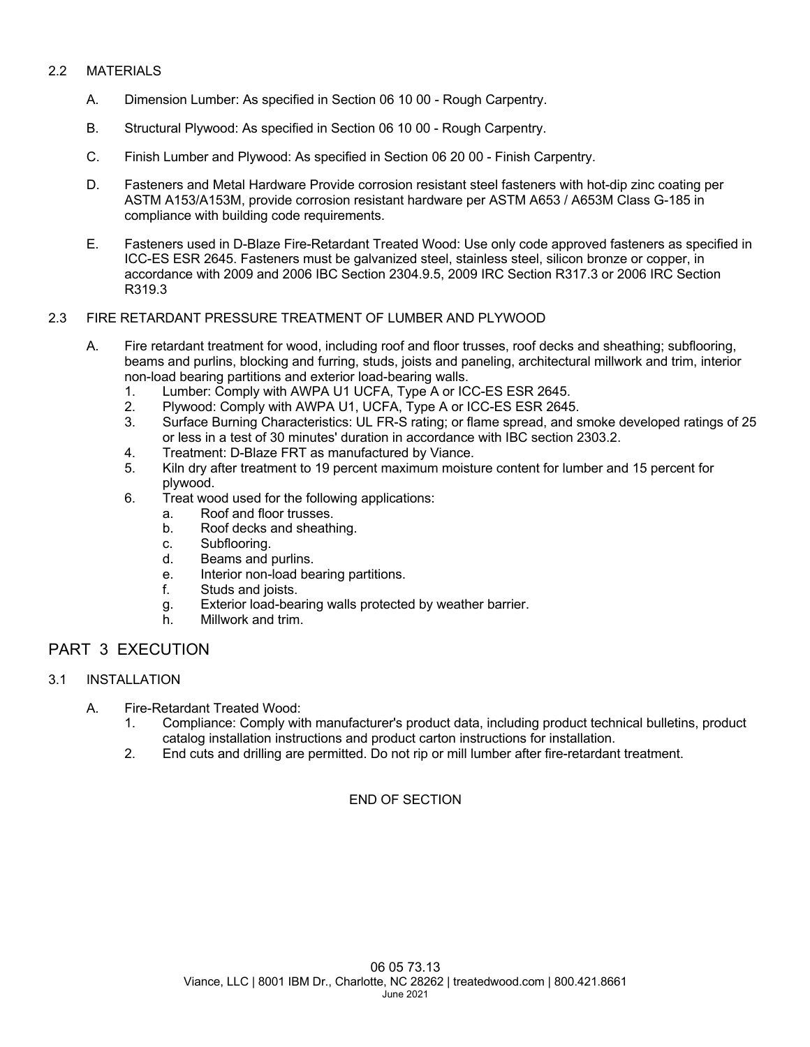### 2.2 MATERIALS

A. Dimension Lumber: As specified in Section 06 10 00 - Rough Carpentry.

B. Structural Plywood: As specified in Section 06 10 00 - Rough Carpentry.

C. Finish Lumber and Plywood: As specified in Section 06 20 00 - Finish Carpentry.

D. Fasteners and Metal Hardware Provide corrosion resistant steel fasteners with hot-dip zinc coating per ASTM A153/A153M, provide corrosion resistant hardware per ASTM A653 / A653M Class G-185 in compliance with building code requirements.

E. Fasteners used in D-Blaze Fire-Retardant Treated Wood: Use only code approved fasteners as specified in ICC-ES ESR 2645. Fasteners must be galvanized steel, stainless steel, silicon bronze or copper, in accordance with 2009 and 2006 IBC Section 2304.9.5, 2009 IRC Section R317.3 or 2006 IRC Section R319.3

### 2.3 FIRE RETARDANT PRESSURE TREATMENT OF LUMBER AND PLYWOOD

A. Fire retardant treatment for wood, including roof and floor trusses, roof decks and sheathing; subflooring, beams and purlins, blocking and furring, studs, joists and paneling, architectural millwork and trim, interior non-load bearing partitions and exterior load-bearing walls.
   1. Lumber: Comply with AWPA U1 UCFA, Type A or ICC-ES ESR 2645.
   2. Plywood: Comply with AWPA U1, UCFA, Type A or ICC-ES ESR 2645.
   3. Surface Burning Characteristics: UL FR-S rating; or flame spread, and smoke developed ratings of 25 or less in a test of 30 minutes' duration in accordance with IBC section 2303.2.
   4. Treatment: D-Blaze FRT as manufactured by Viance.
   5. Kiln dry after treatment to 19 percent maximum moisture content for lumber and 15 percent for plywood.
   6. Treat wood used for the following applications:
      a. Roof and floor trusses.
      b. Roof decks and sheathing.
      c. Subflooring.
      d. Beams and purlins.
      e. Interior non-load bearing partitions.
      f. Studs and joists.
      g. Exterior load-bearing walls protected by weather barrier.
      h. Millwork and trim.

## PART 3 EXECUTION

### 3.1 INSTALLATION

A. Fire-Retardant Treated Wood:
   1. Compliance: Comply with manufacturer's product data, including product technical bulletins, product catalog installation instructions and product carton instructions for installation.
   2. End cuts and drilling are permitted. Do not rip or mill lumber after fire-retardant treatment.

END OF SECTION